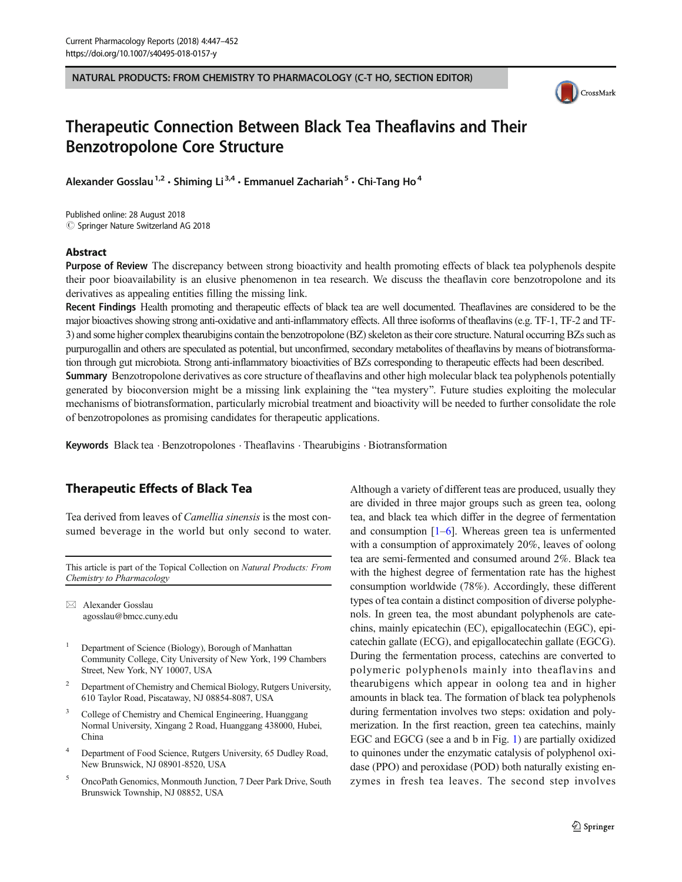NATURAL PRODUCTS: FROM CHEMISTRY TO PHARMACOLOGY (C-T HO, SECTION EDITOR)

# Therapeutic Connection Between Black Tea Theaflavins and Their Benzotropolone Core Structure

Alexander Gosslau [1,2] • Shiming Li [3,4] • Emmanuel Zachariah [5] • Chi-Tang Ho [4]

Published online: 28 August 2018
© Springer Nature Switzerland AG 2018

## Abstract

**Purpose of Review** The discrepancy between strong bioactivity and health promoting effects of black tea polyphenols despite their poor bioavailability is an elusive phenomenon in tea research. We discuss the theaflavin core benzotropolone and its derivatives as appealing entities filling the missing link.

**Recent Findings** Health promoting and therapeutic effects of black tea are well documented. Theaflavines are considered to be the major bioactives showing strong anti-oxidative and anti-inflammatory effects. All three isoforms of theaflavins (e.g. TF-1, TF-2 and TF-3) and some higher complex thearubigins contain the benzotropolone (BZ) skeleton as their core structure. Natural occurring BZs such as purpurogallin and others are speculated as potential, but unconfirmed, secondary metabolites of theaflavins by means of biotransformation through gut microbiota. Strong anti-inflammatory bioactivities of BZs corresponding to therapeutic effects had been described.

**Summary** Benzotropolone derivatives as core structure of theaflavins and other high molecular black tea polyphenols potentially generated by bioconversion might be a missing link explaining the "tea mystery". Future studies exploiting the molecular mechanisms of biotransformation, particularly microbial treatment and bioactivity will be needed to further consolidate the role of benzotropolones as promising candidates for therapeutic applications.

**Keywords** Black tea · Benzotropolones · Theaflavins · Thearubigins · Biotransformation

## Therapeutic Effects of Black Tea

Tea derived from leaves of *Camellia sinensis* is the most consumed beverage in the world but only second to water. Although a variety of different teas are produced, usually they are divided in three major groups such as green tea, oolong tea, and black tea which differ in the degree of fermentation and consumption [1–6]. Whereas green tea is unfermented with a consumption of approximately 20%, leaves of oolong tea are semi-fermented and consumed around 2%. Black tea with the highest degree of fermentation rate has the highest consumption worldwide (78%). Accordingly, these different types of tea contain a distinct composition of diverse polyphenols. In green tea, the most abundant polyphenols are catechins, mainly epicatechin (EC), epigallocatechin (EGC), epicatechin gallate (ECG), and epigallocatechin gallate (EGCG). During the fermentation process, catechins are converted to polymeric polyphenols mainly into theaflavins and thearubigens which appear in oolong tea and in higher amounts in black tea. The formation of black tea polyphenols during fermentation involves two steps: oxidation and polymerization. In the first reaction, green tea catechins, mainly EGC and EGCG (see a and b in Fig. 1) are partially oxidized to quinones under the enzymatic catalysis of polyphenol oxidase (PPO) and peroxidase (POD) both naturally existing enzymes in fresh tea leaves. The second step involves

---

This article is part of the Topical Collection on *Natural Products: From Chemistry to Pharmacology*

✉ Alexander Gosslau
agosslau@bmcc.cuny.edu

1 Department of Science (Biology), Borough of Manhattan Community College, City University of New York, 199 Chambers Street, New York, NY 10007, USA

2 Department of Chemistry and Chemical Biology, Rutgers University, 610 Taylor Road, Piscataway, NJ 08854-8087, USA

3 College of Chemistry and Chemical Engineering, Huanggang Normal University, Xingang 2 Road, Huanggang 438000, Hubei, China

4 Department of Food Science, Rutgers University, 65 Dudley Road, New Brunswick, NJ 08901-8520, USA

5 OncoPath Genomics, Monmouth Junction, 7 Deer Park Drive, South Brunswick Township, NJ 08852, USA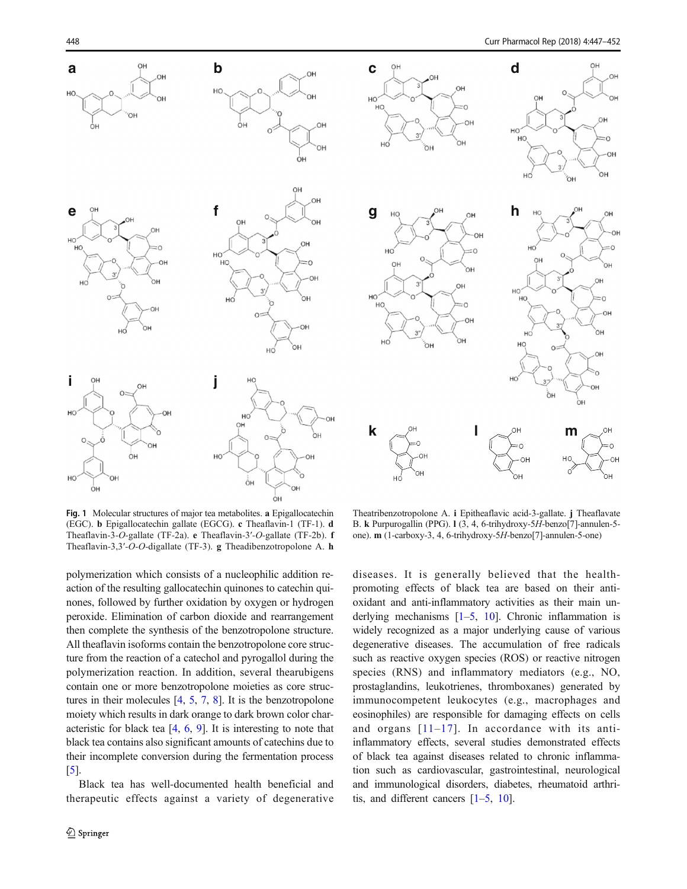Fig. 1 Molecular structures of major tea metabolites. **a** Epigallocatechin (EGC). **b** Epigallocatechin gallate (EGCG). **c** Theaflavin-1 (TF-1). **d** Theaflavin-3-*O*-gallate (TF-2a). **e** Theaflavin-3′-*O*-gallate (TF-2b). **f** Theaflavin-3,3′-*O*-*O*-digallate (TF-3). **g** Theadibenzotropolone A. **h** Theatribenzotropolone A. **i** Epitheaflavic acid-3-gallate. **j** Theaflavate B. **k** Purpurogallin (PPG). **l** (3, 4, 6-trihydroxy-5*H*-benzo[7]-annulen-5-one). **m** (1-carboxy-3, 4, 6-trihydroxy-5*H*-benzo[7]-annulen-5-one)

polymerization which consists of a nucleophilic addition reaction of the resulting gallocatechin quinones to catechin quinones, followed by further oxidation by oxygen or hydrogen peroxide. Elimination of carbon dioxide and rearrangement then complete the synthesis of the benzotropolone structure. All theaflavin isoforms contain the benzotropolone core structure from the reaction of a catechol and pyrogallol during the polymerization reaction. In addition, several thearubigens contain one or more benzotropolone moieties as core structures in their molecules [4, 5, 7, 8]. It is the benzotropolone moiety which results in dark orange to dark brown color characteristic for black tea [4, 6, 9]. It is interesting to note that black tea contains also significant amounts of catechins due to their incomplete conversion during the fermentation process [5].

Black tea has well-documented health beneficial and therapeutic effects against a variety of degenerative diseases. It is generally believed that the health-promoting effects of black tea are based on their antioxidant and anti-inflammatory activities as their main underlying mechanisms [1–5, 10]. Chronic inflammation is widely recognized as a major underlying cause of various degenerative diseases. The accumulation of free radicals such as reactive oxygen species (ROS) or reactive nitrogen species (RNS) and inflammatory mediators (e.g., NO, prostaglandins, leukotrienes, thromboxanes) generated by immunocompetent leukocytes (e.g., macrophages and eosinophiles) are responsible for damaging effects on cells and organs [11–17]. In accordance with its anti-inflammatory effects, several studies demonstrated effects of black tea against diseases related to chronic inflammation such as cardiovascular, gastrointestinal, neurological and immunological disorders, diabetes, rheumatoid arthritis, and different cancers [1–5, 10].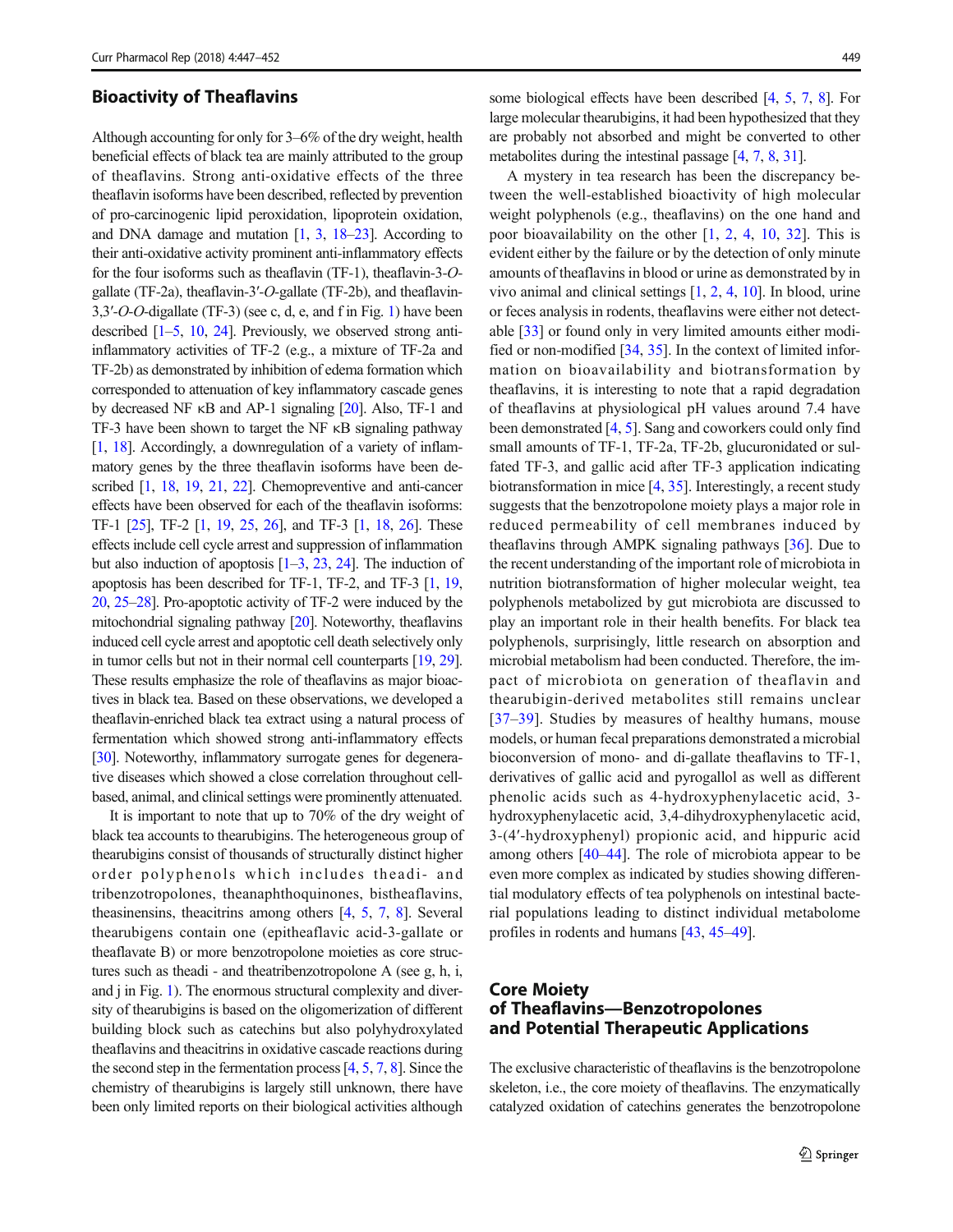## Bioactivity of Theaflavins

Although accounting for only for 3–6% of the dry weight, health beneficial effects of black tea are mainly attributed to the group of theaflavins. Strong anti-oxidative effects of the three theaflavin isoforms have been described, reflected by prevention of pro-carcinogenic lipid peroxidation, lipoprotein oxidation, and DNA damage and mutation [1, 3, 18–23]. According to their anti-oxidative activity prominent anti-inflammatory effects for the four isoforms such as theaflavin (TF-1), theaflavin-3-*O*-gallate (TF-2a), theaflavin-3′-*O*-gallate (TF-2b), and theaflavin-3,3′-*O*-*O*-digallate (TF-3) (see c, d, e, and f in Fig. 1) have been described [1–5, 10, 24]. Previously, we observed strong anti-inflammatory activities of TF-2 (e.g., a mixture of TF-2a and TF-2b) as demonstrated by inhibition of edema formation which corresponded to attenuation of key inflammatory cascade genes by decreased NF κB and AP-1 signaling [20]. Also, TF-1 and TF-3 have been shown to target the NF κB signaling pathway [1, 18]. Accordingly, a downregulation of a variety of inflammatory genes by the three theaflavin isoforms have been described [1, 18, 19, 21, 22]. Chemopreventive and anti-cancer effects have been observed for each of the theaflavin isoforms: TF-1 [25], TF-2 [1, 19, 25, 26], and TF-3 [1, 18, 26]. These effects include cell cycle arrest and suppression of inflammation but also induction of apoptosis [1–3, 23, 24]. The induction of apoptosis has been described for TF-1, TF-2, and TF-3 [1, 19, 20, 25–28]. Pro-apoptotic activity of TF-2 were induced by the mitochondrial signaling pathway [20]. Noteworthy, theaflavins induced cell cycle arrest and apoptotic cell death selectively only in tumor cells but not in their normal cell counterparts [19, 29]. These results emphasize the role of theaflavins as major bioactives in black tea. Based on these observations, we developed a theaflavin-enriched black tea extract using a natural process of fermentation which showed strong anti-inflammatory effects [30]. Noteworthy, inflammatory surrogate genes for degenerative diseases which showed a close correlation throughout cell-based, animal, and clinical settings were prominently attenuated.

It is important to note that up to 70% of the dry weight of black tea accounts to thearubigins. The heterogeneous group of thearubigins consist of thousands of structurally distinct higher order polyphenols which includes theadi- and tribenzotropolones, theanaphthoquinones, bistheaflavins, theasinensins, theacitrins among others [4, 5, 7, 8]. Several thearubigens contain one (epitheaflavic acid-3-gallate or theaflavate B) or more benzotropolone moieties as core structures such as theadi - and theatribenzotropolone A (see g, h, i, and j in Fig. 1). The enormous structural complexity and diversity of thearubigins is based on the oligomerization of different building block such as catechins but also polyhydroxylated theaflavins and theacitrins in oxidative cascade reactions during the second step in the fermentation process [4, 5, 7, 8]. Since the chemistry of thearubigins is largely still unknown, there have been only limited reports on their biological activities although some biological effects have been described [4, 5, 7, 8]. For large molecular thearubigins, it had been hypothesized that they are probably not absorbed and might be converted to other metabolites during the intestinal passage [4, 7, 8, 31].

A mystery in tea research has been the discrepancy between the well-established bioactivity of high molecular weight polyphenols (e.g., theaflavins) on the one hand and poor bioavailability on the other [1, 2, 4, 10, 32]. This is evident either by the failure or by the detection of only minute amounts of theaflavins in blood or urine as demonstrated by in vivo animal and clinical settings [1, 2, 4, 10]. In blood, urine or feces analysis in rodents, theaflavins were either not detectable [33] or found only in very limited amounts either modified or non-modified [34, 35]. In the context of limited information on bioavailability and biotransformation by theaflavins, it is interesting to note that a rapid degradation of theaflavins at physiological pH values around 7.4 have been demonstrated [4, 5]. Sang and coworkers could only find small amounts of TF-1, TF-2a, TF-2b, glucuronidated or sulfated TF-3, and gallic acid after TF-3 application indicating biotransformation in mice [4, 35]. Interestingly, a recent study suggests that the benzotropolone moiety plays a major role in reduced permeability of cell membranes induced by theaflavins through AMPK signaling pathways [36]. Due to the recent understanding of the important role of microbiota in nutrition biotransformation of higher molecular weight, tea polyphenols metabolized by gut microbiota are discussed to play an important role in their health benefits. For black tea polyphenols, surprisingly, little research on absorption and microbial metabolism had been conducted. Therefore, the impact of microbiota on generation of theaflavin and thearubigin-derived metabolites still remains unclear [37–39]. Studies by measures of healthy humans, mouse models, or human fecal preparations demonstrated a microbial bioconversion of mono- and di-gallate theaflavins to TF-1, derivatives of gallic acid and pyrogallol as well as different phenolic acids such as 4-hydroxyphenylacetic acid, 3-hydroxyphenylacetic acid, 3,4-dihydroxyphenylacetic acid, 3-(4′-hydroxyphenyl) propionic acid, and hippuric acid among others [40–44]. The role of microbiota appear to be even more complex as indicated by studies showing differential modulatory effects of tea polyphenols on intestinal bacterial populations leading to distinct individual metabolome profiles in rodents and humans [43, 45–49].

## Core Moiety of Theaflavins—Benzotropolones and Potential Therapeutic Applications

The exclusive characteristic of theaflavins is the benzotropolone skeleton, i.e., the core moiety of theaflavins. The enzymatically catalyzed oxidation of catechins generates the benzotropolone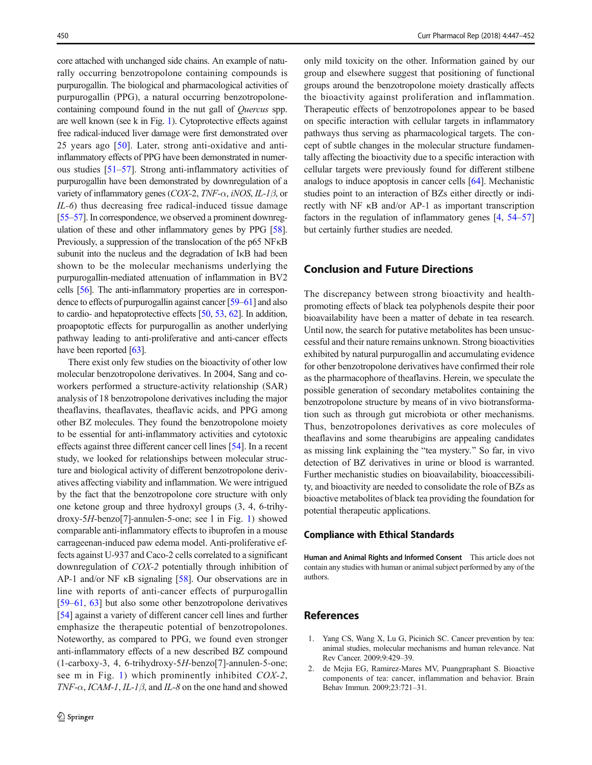core attached with unchanged side chains. An example of naturally occurring benzotropolone containing compounds is purpurogallin. The biological and pharmacological activities of purpurogallin (PPG), a natural occurring benzotropolone-containing compound found in the nut gall of *Quercus* spp. are well known (see k in Fig. 1). Cytoprotective effects against free radical-induced liver damage were first demonstrated over 25 years ago [50]. Later, strong anti-oxidative and anti-inflammatory effects of PPG have been demonstrated in numerous studies [51–57]. Strong anti-inflammatory activities of purpurogallin have been demonstrated by downregulation of a variety of inflammatory genes (*COX-2*, *TNF-α*, *iNOS*, *IL-1β*, or *IL-6*) thus decreasing free radical-induced tissue damage [55–57]. In correspondence, we observed a prominent downregulation of these and other inflammatory genes by PPG [58]. Previously, a suppression of the translocation of the p65 NFκB subunit into the nucleus and the degradation of IκB had been shown to be the molecular mechanisms underlying the purpurogallin-mediated attenuation of inflammation in BV2 cells [56]. The anti-inflammatory properties are in correspondence to effects of purpurogallin against cancer [59–61] and also to cardio- and hepatoprotective effects [50, 53, 62]. In addition, proapoptotic effects for purpurogallin as another underlying pathway leading to anti-proliferative and anti-cancer effects have been reported [63].

There exist only few studies on the bioactivity of other low molecular benzotropolone derivatives. In 2004, Sang and co-workers performed a structure-activity relationship (SAR) analysis of 18 benzotropolone derivatives including the major theaflavins, theaflavates, theaflavic acids, and PPG among other BZ molecules. They found the benzotropolone moiety to be essential for anti-inflammatory activities and cytotoxic effects against three different cancer cell lines [54]. In a recent study, we looked for relationships between molecular structure and biological activity of different benzotropolone derivatives affecting viability and inflammation. We were intrigued by the fact that the benzotropolone core structure with only one ketone group and three hydroxyl groups (3, 4, 6-trihydroxy-5*H*-benzo[7]-annulen-5-one; see l in Fig. 1) showed comparable anti-inflammatory effects to ibuprofen in a mouse carrageenan-induced paw edema model. Anti-proliferative effects against U-937 and Caco-2 cells correlated to a significant downregulation of *COX-2* potentially through inhibition of AP-1 and/or NF κB signaling [58]. Our observations are in line with reports of anti-cancer effects of purpurogallin [59–61, 63] but also some other benzotropolone derivatives [54] against a variety of different cancer cell lines and further emphasize the therapeutic potential of benzotropolones. Noteworthy, as compared to PPG, we found even stronger anti-inflammatory effects of a new described BZ compound (1-carboxy-3, 4, 6-trihydroxy-5*H*-benzo[7]-annulen-5-one; see m in Fig. 1) which prominently inhibited *COX-2*, *TNF-α*, *ICAM-1*, *IL-1β*, and *IL-8* on the one hand and showed only mild toxicity on the other. Information gained by our group and elsewhere suggest that positioning of functional groups around the benzotropolone moiety drastically affects the bioactivity against proliferation and inflammation. Therapeutic effects of benzotropolones appear to be based on specific interaction with cellular targets in inflammatory pathways thus serving as pharmacological targets. The concept of subtle changes in the molecular structure fundamentally affecting the bioactivity due to a specific interaction with cellular targets were previously found for different stilbene analogs to induce apoptosis in cancer cells [64]. Mechanistic studies point to an interaction of BZs either directly or indirectly with NF κB and/or AP-1 as important transcription factors in the regulation of inflammatory genes [4, 54–57] but certainly further studies are needed.

## Conclusion and Future Directions

The discrepancy between strong bioactivity and health-promoting effects of black tea polyphenols despite their poor bioavailability have been a matter of debate in tea research. Until now, the search for putative metabolites has been unsuccessful and their nature remains unknown. Strong bioactivities exhibited by natural purpurogallin and accumulating evidence for other benzotropolone derivatives have confirmed their role as the pharmacophore of theaflavins. Herein, we speculate the possible generation of secondary metabolites containing the benzotropolone structure by means of in vivo biotransformation such as through gut microbiota or other mechanisms. Thus, benzotropolones derivatives as core molecules of theaflavins and some thearubigins are appealing candidates as missing link explaining the "tea mystery." So far, in vivo detection of BZ derivatives in urine or blood is warranted. Further mechanistic studies on bioavailability, bioaccessibility, and bioactivity are needed to consolidate the role of BZs as bioactive metabolites of black tea providing the foundation for potential therapeutic applications.

### Compliance with Ethical Standards

**Human and Animal Rights and Informed Consent** This article does not contain any studies with human or animal subject performed by any of the authors.

## References

1. Yang CS, Wang X, Lu G, Picinich SC. Cancer prevention by tea: animal studies, molecular mechanisms and human relevance. Nat Rev Cancer. 2009;9:429–39.
2. de Mejia EG, Ramirez-Mares MV, Puangpraphant S. Bioactive components of tea: cancer, inflammation and behavior. Brain Behav Immun. 2009;23:721–31.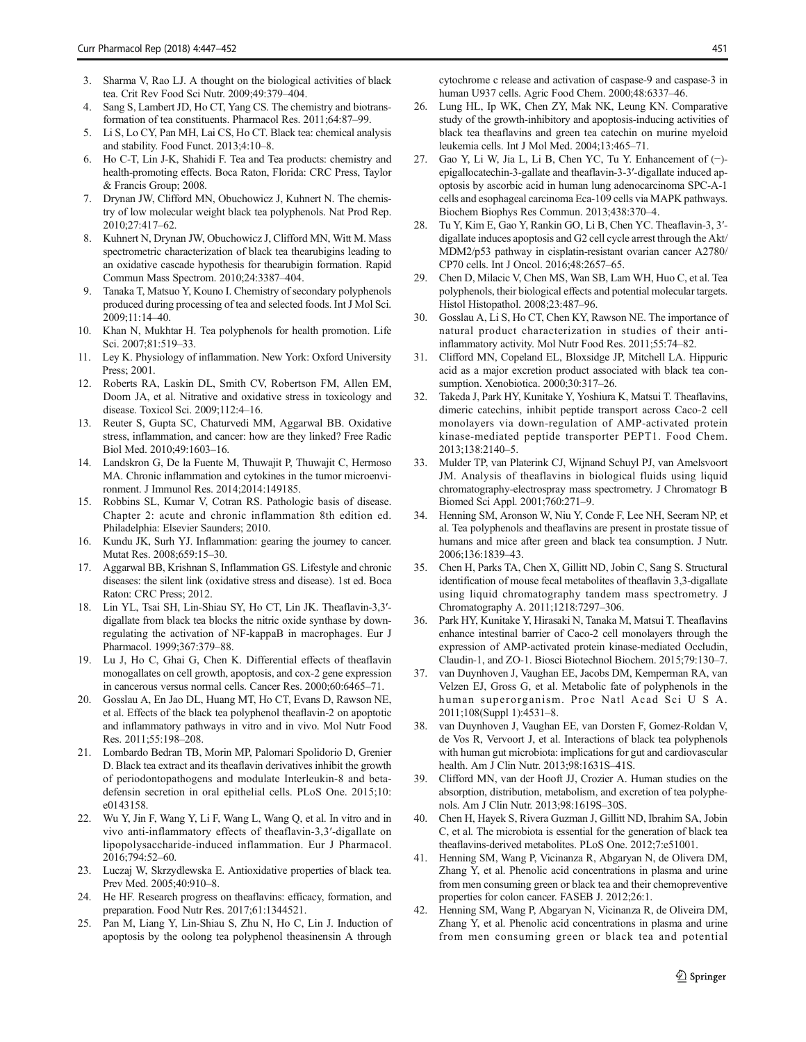3. Sharma V, Rao LJ. A thought on the biological activities of black tea. Crit Rev Food Sci Nutr. 2009;49:379–404.
4. Sang S, Lambert JD, Ho CT, Yang CS. The chemistry and biotransformation of tea constituents. Pharmacol Res. 2011;64:87–99.
5. Li S, Lo CY, Pan MH, Lai CS, Ho CT. Black tea: chemical analysis and stability. Food Funct. 2013;4:10–8.
6. Ho C-T, Lin J-K, Shahidi F. Tea and Tea products: chemistry and health-promoting effects. Boca Raton, Florida: CRC Press, Taylor & Francis Group; 2008.
7. Drynan JW, Clifford MN, Obuchowicz J, Kuhnert N. The chemistry of low molecular weight black tea polyphenols. Nat Prod Rep. 2010;27:417–62.
8. Kuhnert N, Drynan JW, Obuchowicz J, Clifford MN, Witt M. Mass spectrometric characterization of black tea thearubigins leading to an oxidative cascade hypothesis for thearubigin formation. Rapid Commun Mass Spectrom. 2010;24:3387–404.
9. Tanaka T, Matsuo Y, Kouno I. Chemistry of secondary polyphenols produced during processing of tea and selected foods. Int J Mol Sci. 2009;11:14–40.
10. Khan N, Mukhtar H. Tea polyphenols for health promotion. Life Sci. 2007;81:519–33.
11. Ley K. Physiology of inflammation. New York: Oxford University Press; 2001.
12. Roberts RA, Laskin DL, Smith CV, Robertson FM, Allen EM, Doorn JA, et al. Nitrative and oxidative stress in toxicology and disease. Toxicol Sci. 2009;112:4–16.
13. Reuter S, Gupta SC, Chaturvedi MM, Aggarwal BB. Oxidative stress, inflammation, and cancer: how are they linked? Free Radic Biol Med. 2010;49:1603–16.
14. Landskron G, De la Fuente M, Thuwajit P, Thuwajit C, Hermoso MA. Chronic inflammation and cytokines in the tumor microenvironment. J Immunol Res. 2014;2014:149185.
15. Robbins SL, Kumar V, Cotran RS. Pathologic basis of disease. Chapter 2: acute and chronic inflammation 8th edition ed. Philadelphia: Elsevier Saunders; 2010.
16. Kundu JK, Surh YJ. Inflammation: gearing the journey to cancer. Mutat Res. 2008;659:15–30.
17. Aggarwal BB, Krishnan S, Inflammation GS. Lifestyle and chronic diseases: the silent link (oxidative stress and disease). 1st ed. Boca Raton: CRC Press; 2012.
18. Lin YL, Tsai SH, Lin-Shiau SY, Ho CT, Lin JK. Theaflavin-3,3′-digallate from black tea blocks the nitric oxide synthase by down-regulating the activation of NF-kappaB in macrophages. Eur J Pharmacol. 1999;367:379–88.
19. Lu J, Ho C, Ghai G, Chen K. Differential effects of theaflavin monogallates on cell growth, apoptosis, and cox-2 gene expression in cancerous versus normal cells. Cancer Res. 2000;60:6465–71.
20. Gosslau A, En Jao DL, Huang MT, Ho CT, Evans D, Rawson NE, et al. Effects of the black tea polyphenol theaflavin-2 on apoptotic and inflammatory pathways in vitro and in vivo. Mol Nutr Food Res. 2011;55:198–208.
21. Lombardo Bedran TB, Morin MP, Palomari Spolidorio D, Grenier D. Black tea extract and its theaflavin derivatives inhibit the growth of periodontopathogens and modulate Interleukin-8 and beta-defensin secretion in oral epithelial cells. PLoS One. 2015;10:e0143158.
22. Wu Y, Jin F, Wang Y, Li F, Wang L, Wang Q, et al. In vitro and in vivo anti-inflammatory effects of theaflavin-3,3′-digallate on lipopolysaccharide-induced inflammation. Eur J Pharmacol. 2016;794:52–60.
23. Luczaj W, Skrzydlewska E. Antioxidative properties of black tea. Prev Med. 2005;40:910–8.
24. He HF. Research progress on theaflavins: efficacy, formation, and preparation. Food Nutr Res. 2017;61:1344521.
25. Pan M, Liang Y, Lin-Shiau S, Zhu N, Ho C, Lin J. Induction of apoptosis by the oolong tea polyphenol theasinensin A through cytochrome c release and activation of caspase-9 and caspase-3 in human U937 cells. Agric Food Chem. 2000;48:6337–46.
26. Lung HL, Ip WK, Chen ZY, Mak NK, Leung KN. Comparative study of the growth-inhibitory and apoptosis-inducing activities of black tea theaflavins and green tea catechin on murine myeloid leukemia cells. Int J Mol Med. 2004;13:465–71.
27. Gao Y, Li W, Jia L, Li B, Chen YC, Tu Y. Enhancement of (−)-epigallocatechin-3-gallate and theaflavin-3-3′-digallate induced apoptosis by ascorbic acid in human lung adenocarcinoma SPC-A-1 cells and esophageal carcinoma Eca-109 cells via MAPK pathways. Biochem Biophys Res Commun. 2013;438:370–4.
28. Tu Y, Kim E, Gao Y, Rankin GO, Li B, Chen YC. Theaflavin-3, 3′-digallate induces apoptosis and G2 cell cycle arrest through the Akt/MDM2/p53 pathway in cisplatin-resistant ovarian cancer A2780/CP70 cells. Int J Oncol. 2016;48:2657–65.
29. Chen D, Milacic V, Chen MS, Wan SB, Lam WH, Huo C, et al. Tea polyphenols, their biological effects and potential molecular targets. Histol Histopathol. 2008;23:487–96.
30. Gosslau A, Li S, Ho CT, Chen KY, Rawson NE. The importance of natural product characterization in studies of their anti-inflammatory activity. Mol Nutr Food Res. 2011;55:74–82.
31. Clifford MN, Copeland EL, Bloxsidge JP, Mitchell LA. Hippuric acid as a major excretion product associated with black tea consumption. Xenobiotica. 2000;30:317–26.
32. Takeda J, Park HY, Kunitake Y, Yoshiura K, Matsui T. Theaflavins, dimeric catechins, inhibit peptide transport across Caco-2 cell monolayers via down-regulation of AMP-activated protein kinase-mediated peptide transporter PEPT1. Food Chem. 2013;138:2140–5.
33. Mulder TP, van Platerink CJ, Wijnand Schuyl PJ, van Amelsvoort JM. Analysis of theaflavins in biological fluids using liquid chromatography-electrospray mass spectrometry. J Chromatogr B Biomed Sci Appl. 2001;760:271–9.
34. Henning SM, Aronson W, Niu Y, Conde F, Lee NH, Seeram NP, et al. Tea polyphenols and theaflavins are present in prostate tissue of humans and mice after green and black tea consumption. J Nutr. 2006;136:1839–43.
35. Chen H, Parks TA, Chen X, Gillitt ND, Jobin C, Sang S. Structural identification of mouse fecal metabolites of theaflavin 3,3-digallate using liquid chromatography tandem mass spectrometry. J Chromatography A. 2011;1218:7297–306.
36. Park HY, Kunitake Y, Hirasaki N, Tanaka M, Matsui T. Theaflavins enhance intestinal barrier of Caco-2 cell monolayers through the expression of AMP-activated protein kinase-mediated Occludin, Claudin-1, and ZO-1. Biosci Biotechnol Biochem. 2015;79:130–7.
37. van Duynhoven J, Vaughan EE, Jacobs DM, Kemperman RA, van Velzen EJ, Gross G, et al. Metabolic fate of polyphenols in the human superorganism. Proc Natl Acad Sci U S A. 2011;108(Suppl 1):4531–8.
38. van Duynhoven J, Vaughan EE, van Dorsten F, Gomez-Roldan V, de Vos R, Vervoort J, et al. Interactions of black tea polyphenols with human gut microbiota: implications for gut and cardiovascular health. Am J Clin Nutr. 2013;98:1631S–41S.
39. Clifford MN, van der Hooft JJ, Crozier A. Human studies on the absorption, distribution, metabolism, and excretion of tea polyphenols. Am J Clin Nutr. 2013;98:1619S–30S.
40. Chen H, Hayek S, Rivera Guzman J, Gillitt ND, Ibrahim SA, Jobin C, et al. The microbiota is essential for the generation of black tea theaflavins-derived metabolites. PLoS One. 2012;7:e51001.
41. Henning SM, Wang P, Vicinanza R, Abgaryan N, de Olivera DM, Zhang Y, et al. Phenolic acid concentrations in plasma and urine from men consuming green or black tea and their chemopreventive properties for colon cancer. FASEB J. 2012;26:1.
42. Henning SM, Wang P, Abgaryan N, Vicinanza R, de Oliveira DM, Zhang Y, et al. Phenolic acid concentrations in plasma and urine from men consuming green or black tea and potential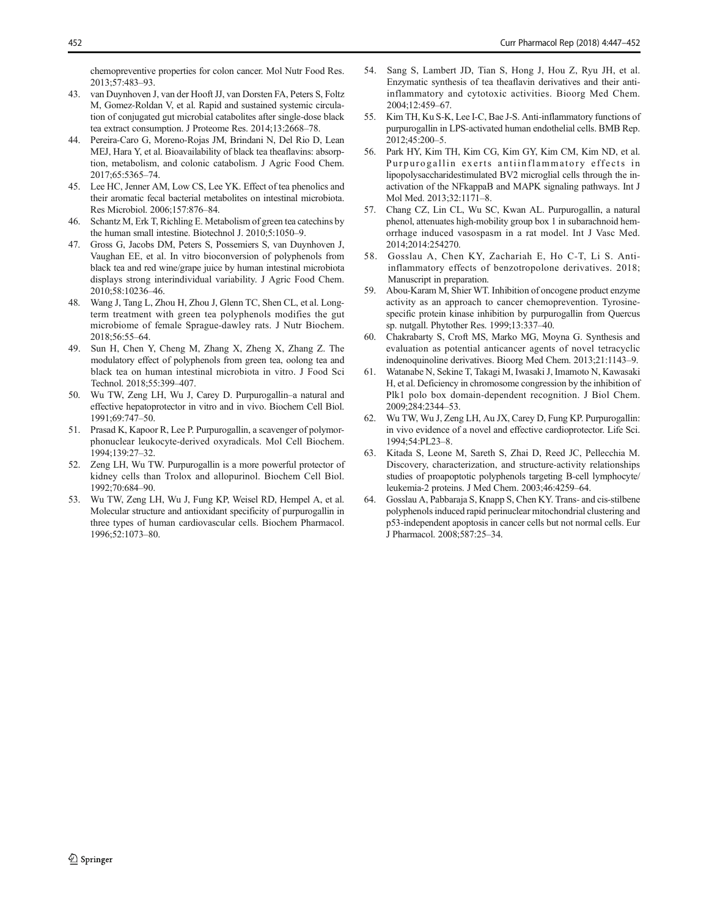chemopreventive properties for colon cancer. Mol Nutr Food Res. 2013;57:483–93.

43. van Duynhoven J, van der Hooft JJ, van Dorsten FA, Peters S, Foltz M, Gomez-Roldan V, et al. Rapid and sustained systemic circulation of conjugated gut microbial catabolites after single-dose black tea extract consumption. J Proteome Res. 2014;13:2668–78.
44. Pereira-Caro G, Moreno-Rojas JM, Brindani N, Del Rio D, Lean MEJ, Hara Y, et al. Bioavailability of black tea theaflavins: absorption, metabolism, and colonic catabolism. J Agric Food Chem. 2017;65:5365–74.
45. Lee HC, Jenner AM, Low CS, Lee YK. Effect of tea phenolics and their aromatic fecal bacterial metabolites on intestinal microbiota. Res Microbiol. 2006;157:876–84.
46. Schantz M, Erk T, Richling E. Metabolism of green tea catechins by the human small intestine. Biotechnol J. 2010;5:1050–9.
47. Gross G, Jacobs DM, Peters S, Possemiers S, van Duynhoven J, Vaughan EE, et al. In vitro bioconversion of polyphenols from black tea and red wine/grape juice by human intestinal microbiota displays strong interindividual variability. J Agric Food Chem. 2010;58:10236–46.
48. Wang J, Tang L, Zhou H, Zhou J, Glenn TC, Shen CL, et al. Long-term treatment with green tea polyphenols modifies the gut microbiome of female Sprague-dawley rats. J Nutr Biochem. 2018;56:55–64.
49. Sun H, Chen Y, Cheng M, Zhang X, Zheng X, Zhang Z. The modulatory effect of polyphenols from green tea, oolong tea and black tea on human intestinal microbiota in vitro. J Food Sci Technol. 2018;55:399–407.
50. Wu TW, Zeng LH, Wu J, Carey D. Purpurogallin–a natural and effective hepatoprotector in vitro and in vivo. Biochem Cell Biol. 1991;69:747–50.
51. Prasad K, Kapoor R, Lee P. Purpurogallin, a scavenger of polymorphonuclear leukocyte-derived oxyradicals. Mol Cell Biochem. 1994;139:27–32.
52. Zeng LH, Wu TW. Purpurogallin is a more powerful protector of kidney cells than Trolox and allopurinol. Biochem Cell Biol. 1992;70:684–90.
53. Wu TW, Zeng LH, Wu J, Fung KP, Weisel RD, Hempel A, et al. Molecular structure and antioxidant specificity of purpurogallin in three types of human cardiovascular cells. Biochem Pharmacol. 1996;52:1073–80.
54. Sang S, Lambert JD, Tian S, Hong J, Hou Z, Ryu JH, et al. Enzymatic synthesis of tea theaflavin derivatives and their anti-inflammatory and cytotoxic activities. Bioorg Med Chem. 2004;12:459–67.
55. Kim TH, Ku S-K, Lee I-C, Bae J-S. Anti-inflammatory functions of purpurogallin in LPS-activated human endothelial cells. BMB Rep. 2012;45:200–5.
56. Park HY, Kim TH, Kim CG, Kim GY, Kim CM, Kim ND, et al. Purpurogallin exerts antiinflammatory effects in lipopolysaccharidestimulated BV2 microglial cells through the inactivation of the NFkappaB and MAPK signaling pathways. Int J Mol Med. 2013;32:1171–8.
57. Chang CZ, Lin CL, Wu SC, Kwan AL. Purpurogallin, a natural phenol, attenuates high-mobility group box 1 in subarachnoid hemorrhage induced vasospasm in a rat model. Int J Vasc Med. 2014;2014:254270.
58. Gosslau A, Chen KY, Zachariah E, Ho C-T, Li S. Anti-inflammatory effects of benzotropolone derivatives. 2018; Manuscript in preparation.
59. Abou-Karam M, Shier WT. Inhibition of oncogene product enzyme activity as an approach to cancer chemoprevention. Tyrosine-specific protein kinase inhibition by purpurogallin from Quercus sp. nutgall. Phytother Res. 1999;13:337–40.
60. Chakrabarty S, Croft MS, Marko MG, Moyna G. Synthesis and evaluation as potential anticancer agents of novel tetracyclic indenoquinoline derivatives. Bioorg Med Chem. 2013;21:1143–9.
61. Watanabe N, Sekine T, Takagi M, Iwasaki J, Imamoto N, Kawasaki H, et al. Deficiency in chromosome congression by the inhibition of Plk1 polo box domain-dependent recognition. J Biol Chem. 2009;284:2344–53.
62. Wu TW, Wu J, Zeng LH, Au JX, Carey D, Fung KP. Purpurogallin: in vivo evidence of a novel and effective cardioprotector. Life Sci. 1994;54:PL23–8.
63. Kitada S, Leone M, Sareth S, Zhai D, Reed JC, Pellecchia M. Discovery, characterization, and structure-activity relationships studies of proapoptotic polyphenols targeting B-cell lymphocyte/leukemia-2 proteins. J Med Chem. 2003;46:4259–64.
64. Gosslau A, Pabbaraja S, Knapp S, Chen KY. Trans- and cis-stilbene polyphenols induced rapid perinuclear mitochondrial clustering and p53-independent apoptosis in cancer cells but not normal cells. Eur J Pharmacol. 2008;587:25–34.